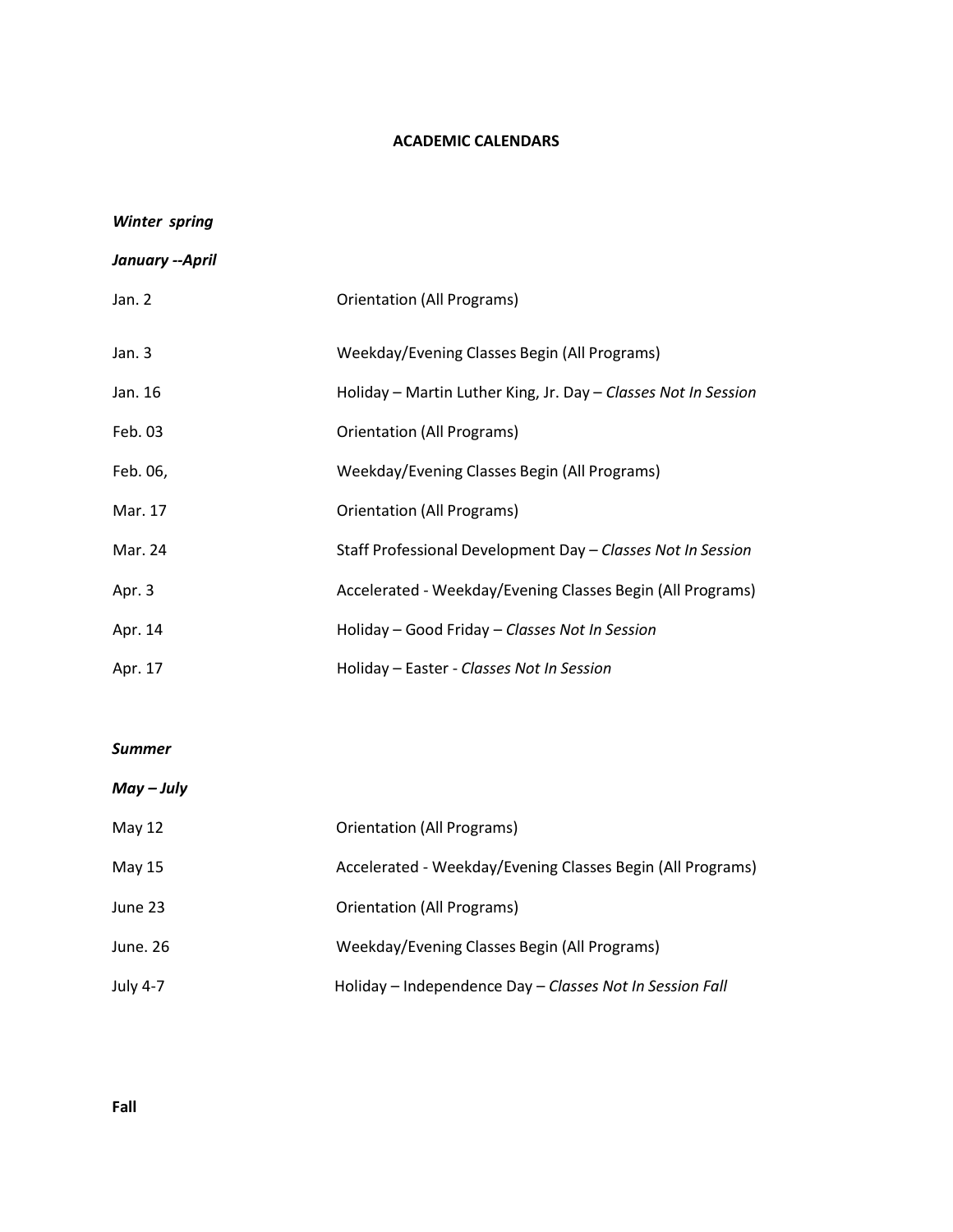**ACADEMIC CALENDARS**

***Winter spring***

***January --April***

| | |
|---|---|
| Jan. 2 | Orientation (All Programs) |
| Jan. 3 | Weekday/Evening Classes Begin (All Programs) |
| Jan. 16 | Holiday – Martin Luther King, Jr. Day – *Classes Not In Session* |
| Feb. 03 | Orientation (All Programs) |
| Feb. 06, | Weekday/Evening Classes Begin (All Programs) |
| Mar. 17 | Orientation (All Programs) |
| Mar. 24 | Staff Professional Development Day – *Classes Not In Session* |
| Apr. 3 | Accelerated - Weekday/Evening Classes Begin (All Programs) |
| Apr. 14 | Holiday – Good Friday – *Classes Not In Session* |
| Apr. 17 | Holiday – Easter - *Classes Not In Session* |

***Summer***

***May – July***

| | |
|---|---|
| May 12 | Orientation (All Programs) |
| May 15 | Accelerated - Weekday/Evening Classes Begin (All Programs) |
| June 23 | Orientation (All Programs) |
| June. 26 | Weekday/Evening Classes Begin (All Programs) |
| July 4-7 | Holiday – Independence Day – *Classes Not In Session Fall* |

**Fall**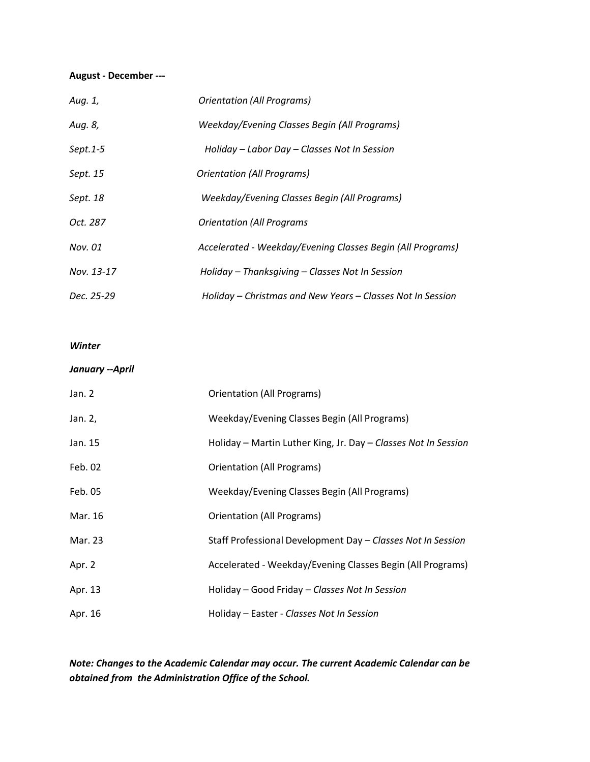**August - December ---**

| | |
|---|---|
| *Aug. 1,* | *Orientation (All Programs)* |
| *Aug. 8,* | *Weekday/Evening Classes Begin (All Programs)* |
| *Sept.1-5* | *Holiday – Labor Day – Classes Not In Session* |
| *Sept. 15* | *Orientation (All Programs)* |
| *Sept. 18* | *Weekday/Evening Classes Begin (All Programs)* |
| *Oct. 287* | *Orientation (All Programs* |
| *Nov. 01* | *Accelerated - Weekday/Evening Classes Begin (All Programs)* |
| *Nov. 13-17* | *Holiday – Thanksgiving – Classes Not In Session* |
| *Dec. 25-29* | *Holiday – Christmas and New Years – Classes Not In Session* |

***Winter***

***January --April***

| | |
|---|---|
| Jan. 2 | Orientation (All Programs) |
| Jan. 2, | Weekday/Evening Classes Begin (All Programs) |
| Jan. 15 | Holiday – Martin Luther King, Jr. Day – *Classes Not In Session* |
| Feb. 02 | Orientation (All Programs) |
| Feb. 05 | Weekday/Evening Classes Begin (All Programs) |
| Mar. 16 | Orientation (All Programs) |
| Mar. 23 | Staff Professional Development Day – *Classes Not In Session* |
| Apr. 2 | Accelerated - Weekday/Evening Classes Begin (All Programs) |
| Apr. 13 | Holiday – Good Friday – *Classes Not In Session* |
| Apr. 16 | Holiday – Easter - *Classes Not In Session* |

***Note: Changes to the Academic Calendar may occur. The current Academic Calendar can be obtained from the Administration Office of the School.***